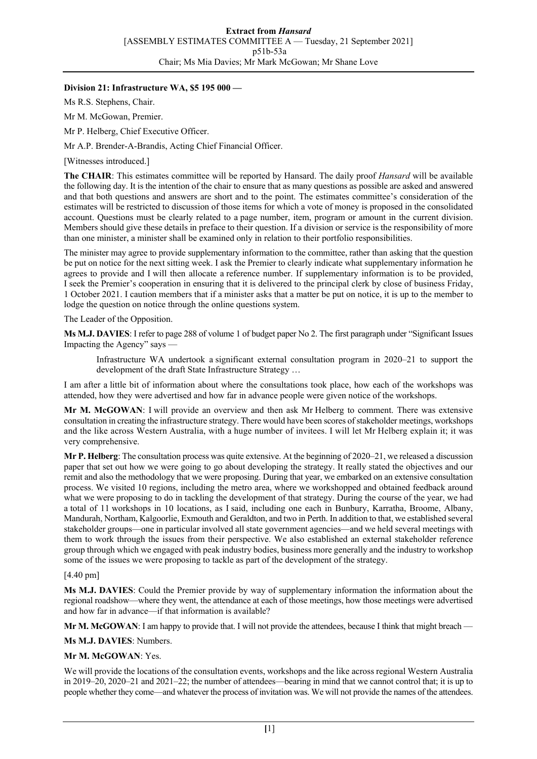**Division 21: Infrastructure WA, $5 195 000 —**

Ms R.S. Stephens, Chair.

Mr M. McGowan, Premier.

Mr P. Helberg, Chief Executive Officer.

Mr A.P. Brender-A-Brandis, Acting Chief Financial Officer.

[Witnesses introduced.]

**The CHAIR**: This estimates committee will be reported by Hansard. The daily proof *Hansard* will be available the following day. It is the intention of the chair to ensure that as many questions as possible are asked and answered and that both questions and answers are short and to the point. The estimates committee's consideration of the estimates will be restricted to discussion of those items for which a vote of money is proposed in the consolidated account. Questions must be clearly related to a page number, item, program or amount in the current division. Members should give these details in preface to their question. If a division or service is the responsibility of more than one minister, a minister shall be examined only in relation to their portfolio responsibilities.

The minister may agree to provide supplementary information to the committee, rather than asking that the question be put on notice for the next sitting week. I ask the Premier to clearly indicate what supplementary information he agrees to provide and I will then allocate a reference number. If supplementary information is to be provided, I seek the Premier's cooperation in ensuring that it is delivered to the principal clerk by close of business Friday, 1 October 2021. I caution members that if a minister asks that a matter be put on notice, it is up to the member to lodge the question on notice through the online questions system.

The Leader of the Opposition.

**Ms M.J. DAVIES**: I refer to page 288 of volume 1 of budget paper No 2. The first paragraph under "Significant Issues Impacting the Agency" says —

> Infrastructure WA undertook a significant external consultation program in 2020–21 to support the development of the draft State Infrastructure Strategy …

I am after a little bit of information about where the consultations took place, how each of the workshops was attended, how they were advertised and how far in advance people were given notice of the workshops.

**Mr M. McGOWAN**: I will provide an overview and then ask Mr Helberg to comment. There was extensive consultation in creating the infrastructure strategy. There would have been scores of stakeholder meetings, workshops and the like across Western Australia, with a huge number of invitees. I will let Mr Helberg explain it; it was very comprehensive.

**Mr P. Helberg**: The consultation process was quite extensive. At the beginning of 2020–21, we released a discussion paper that set out how we were going to go about developing the strategy. It really stated the objectives and our remit and also the methodology that we were proposing. During that year, we embarked on an extensive consultation process. We visited 10 regions, including the metro area, where we workshopped and obtained feedback around what we were proposing to do in tackling the development of that strategy. During the course of the year, we had a total of 11 workshops in 10 locations, as I said, including one each in Bunbury, Karratha, Broome, Albany, Mandurah, Northam, Kalgoorlie, Exmouth and Geraldton, and two in Perth. In addition to that, we established several stakeholder groups—one in particular involved all state government agencies—and we held several meetings with them to work through the issues from their perspective. We also established an external stakeholder reference group through which we engaged with peak industry bodies, business more generally and the industry to workshop some of the issues we were proposing to tackle as part of the development of the strategy.

[4.40 pm]

**Ms M.J. DAVIES**: Could the Premier provide by way of supplementary information the information about the regional roadshow—where they went, the attendance at each of those meetings, how those meetings were advertised and how far in advance—if that information is available?

**Mr M. McGOWAN**: I am happy to provide that. I will not provide the attendees, because I think that might breach —

**Ms M.J. DAVIES**: Numbers.

**Mr M. McGOWAN**: Yes.

We will provide the locations of the consultation events, workshops and the like across regional Western Australia in 2019–20, 2020–21 and 2021–22; the number of attendees—bearing in mind that we cannot control that; it is up to people whether they come—and whatever the process of invitation was. We will not provide the names of the attendees.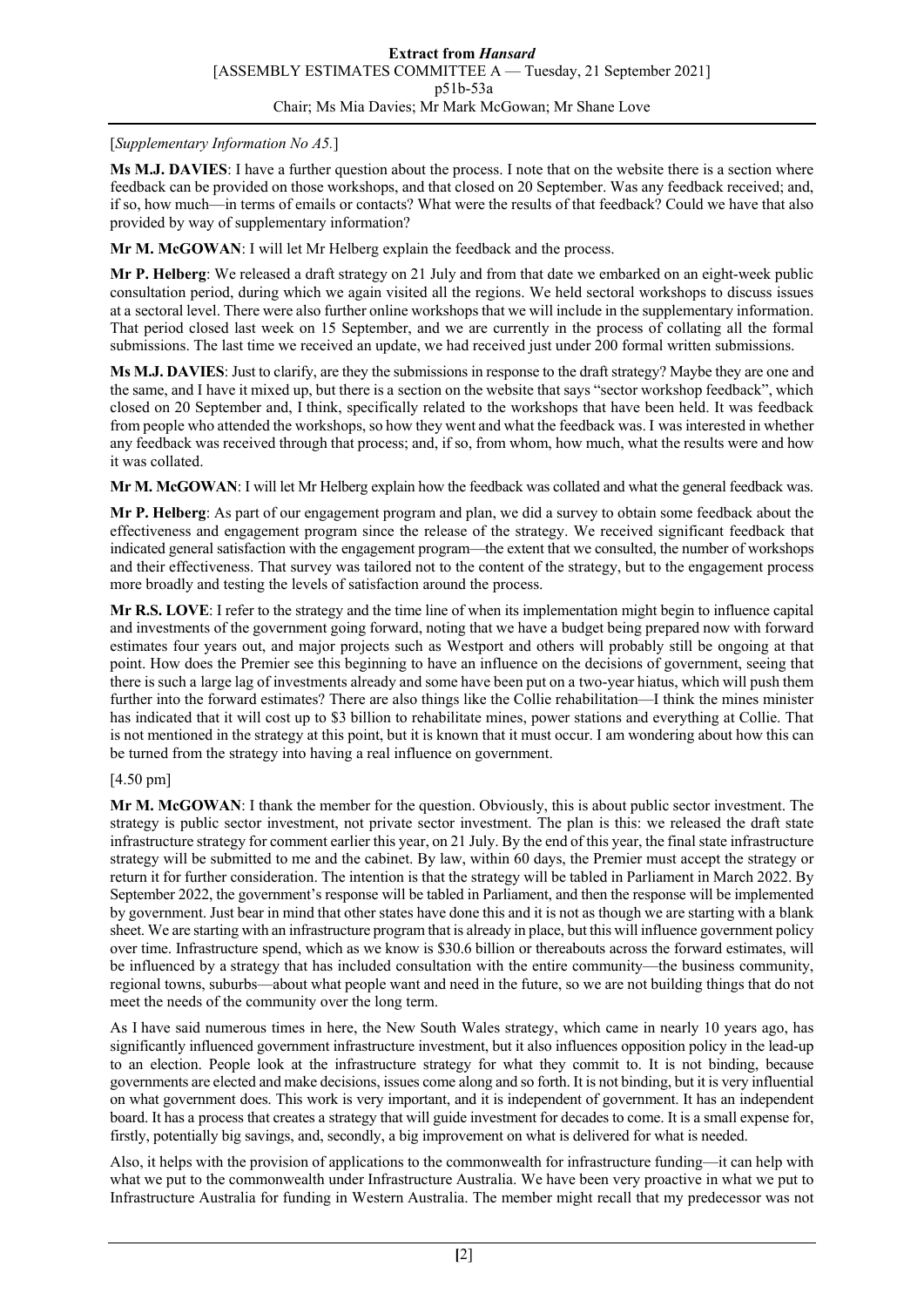[*Supplementary Information No A5.*]

**Ms M.J. DAVIES**: I have a further question about the process. I note that on the website there is a section where feedback can be provided on those workshops, and that closed on 20 September. Was any feedback received; and, if so, how much—in terms of emails or contacts? What were the results of that feedback? Could we have that also provided by way of supplementary information?

**Mr M. McGOWAN**: I will let Mr Helberg explain the feedback and the process.

**Mr P. Helberg**: We released a draft strategy on 21 July and from that date we embarked on an eight-week public consultation period, during which we again visited all the regions. We held sectoral workshops to discuss issues at a sectoral level. There were also further online workshops that we will include in the supplementary information. That period closed last week on 15 September, and we are currently in the process of collating all the formal submissions. The last time we received an update, we had received just under 200 formal written submissions.

**Ms M.J. DAVIES**: Just to clarify, are they the submissions in response to the draft strategy? Maybe they are one and the same, and I have it mixed up, but there is a section on the website that says "sector workshop feedback", which closed on 20 September and, I think, specifically related to the workshops that have been held. It was feedback from people who attended the workshops, so how they went and what the feedback was. I was interested in whether any feedback was received through that process; and, if so, from whom, how much, what the results were and how it was collated.

**Mr M. McGOWAN**: I will let Mr Helberg explain how the feedback was collated and what the general feedback was.

**Mr P. Helberg**: As part of our engagement program and plan, we did a survey to obtain some feedback about the effectiveness and engagement program since the release of the strategy. We received significant feedback that indicated general satisfaction with the engagement program—the extent that we consulted, the number of workshops and their effectiveness. That survey was tailored not to the content of the strategy, but to the engagement process more broadly and testing the levels of satisfaction around the process.

**Mr R.S. LOVE**: I refer to the strategy and the time line of when its implementation might begin to influence capital and investments of the government going forward, noting that we have a budget being prepared now with forward estimates four years out, and major projects such as Westport and others will probably still be ongoing at that point. How does the Premier see this beginning to have an influence on the decisions of government, seeing that there is such a large lag of investments already and some have been put on a two-year hiatus, which will push them further into the forward estimates? There are also things like the Collie rehabilitation—I think the mines minister has indicated that it will cost up to $3 billion to rehabilitate mines, power stations and everything at Collie. That is not mentioned in the strategy at this point, but it is known that it must occur. I am wondering about how this can be turned from the strategy into having a real influence on government.

[4.50 pm]

**Mr M. McGOWAN**: I thank the member for the question. Obviously, this is about public sector investment. The strategy is public sector investment, not private sector investment. The plan is this: we released the draft state infrastructure strategy for comment earlier this year, on 21 July. By the end of this year, the final state infrastructure strategy will be submitted to me and the cabinet. By law, within 60 days, the Premier must accept the strategy or return it for further consideration. The intention is that the strategy will be tabled in Parliament in March 2022. By September 2022, the government's response will be tabled in Parliament, and then the response will be implemented by government. Just bear in mind that other states have done this and it is not as though we are starting with a blank sheet. We are starting with an infrastructure program that is already in place, but this will influence government policy over time. Infrastructure spend, which as we know is $30.6 billion or thereabouts across the forward estimates, will be influenced by a strategy that has included consultation with the entire community—the business community, regional towns, suburbs—about what people want and need in the future, so we are not building things that do not meet the needs of the community over the long term.

As I have said numerous times in here, the New South Wales strategy, which came in nearly 10 years ago, has significantly influenced government infrastructure investment, but it also influences opposition policy in the lead-up to an election. People look at the infrastructure strategy for what they commit to. It is not binding, because governments are elected and make decisions, issues come along and so forth. It is not binding, but it is very influential on what government does. This work is very important, and it is independent of government. It has an independent board. It has a process that creates a strategy that will guide investment for decades to come. It is a small expense for, firstly, potentially big savings, and, secondly, a big improvement on what is delivered for what is needed.

Also, it helps with the provision of applications to the commonwealth for infrastructure funding—it can help with what we put to the commonwealth under Infrastructure Australia. We have been very proactive in what we put to Infrastructure Australia for funding in Western Australia. The member might recall that my predecessor was not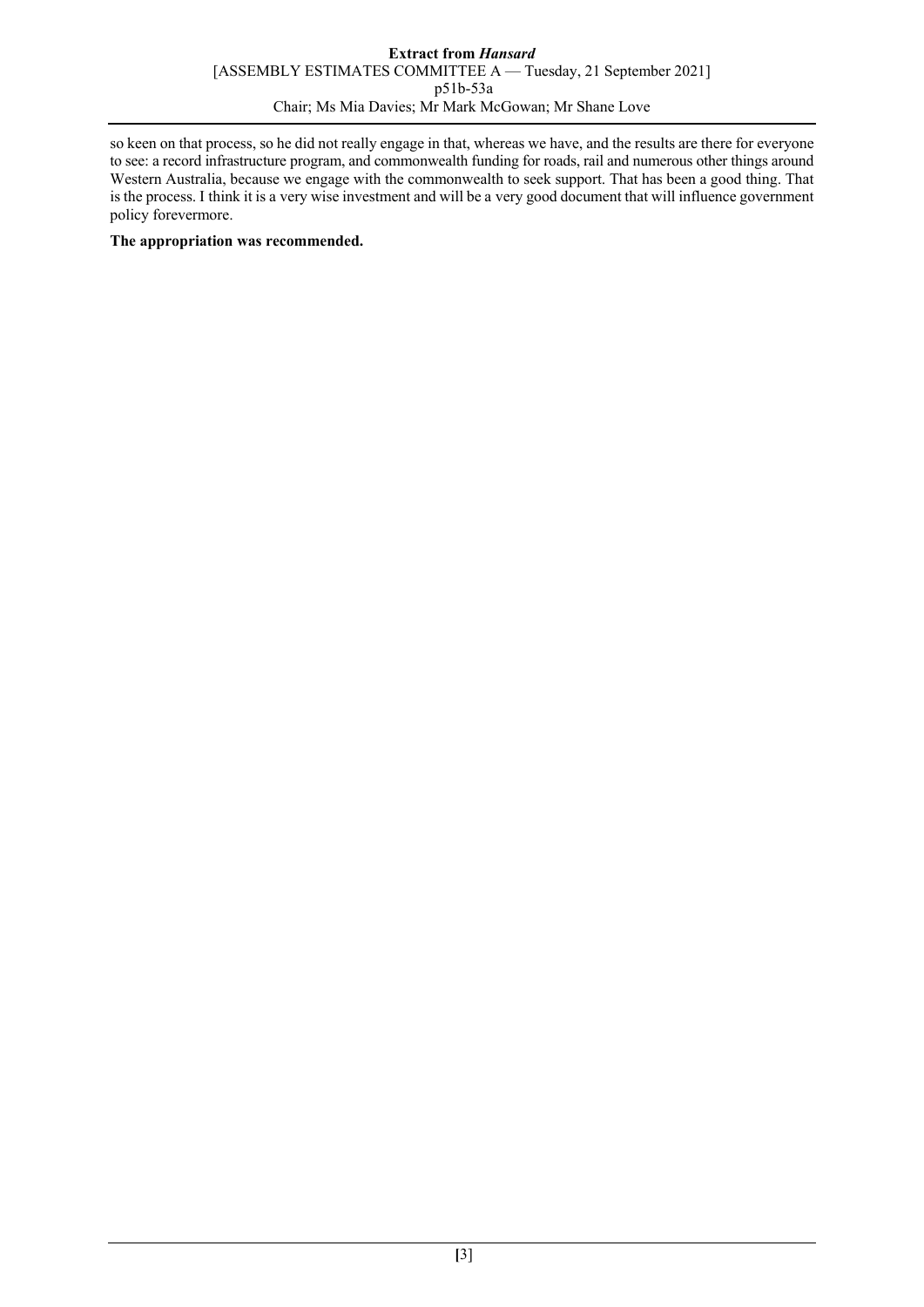so keen on that process, so he did not really engage in that, whereas we have, and the results are there for everyone to see: a record infrastructure program, and commonwealth funding for roads, rail and numerous other things around Western Australia, because we engage with the commonwealth to seek support. That has been a good thing. That is the process. I think it is a very wise investment and will be a very good document that will influence government policy forevermore.

**The appropriation was recommended.**